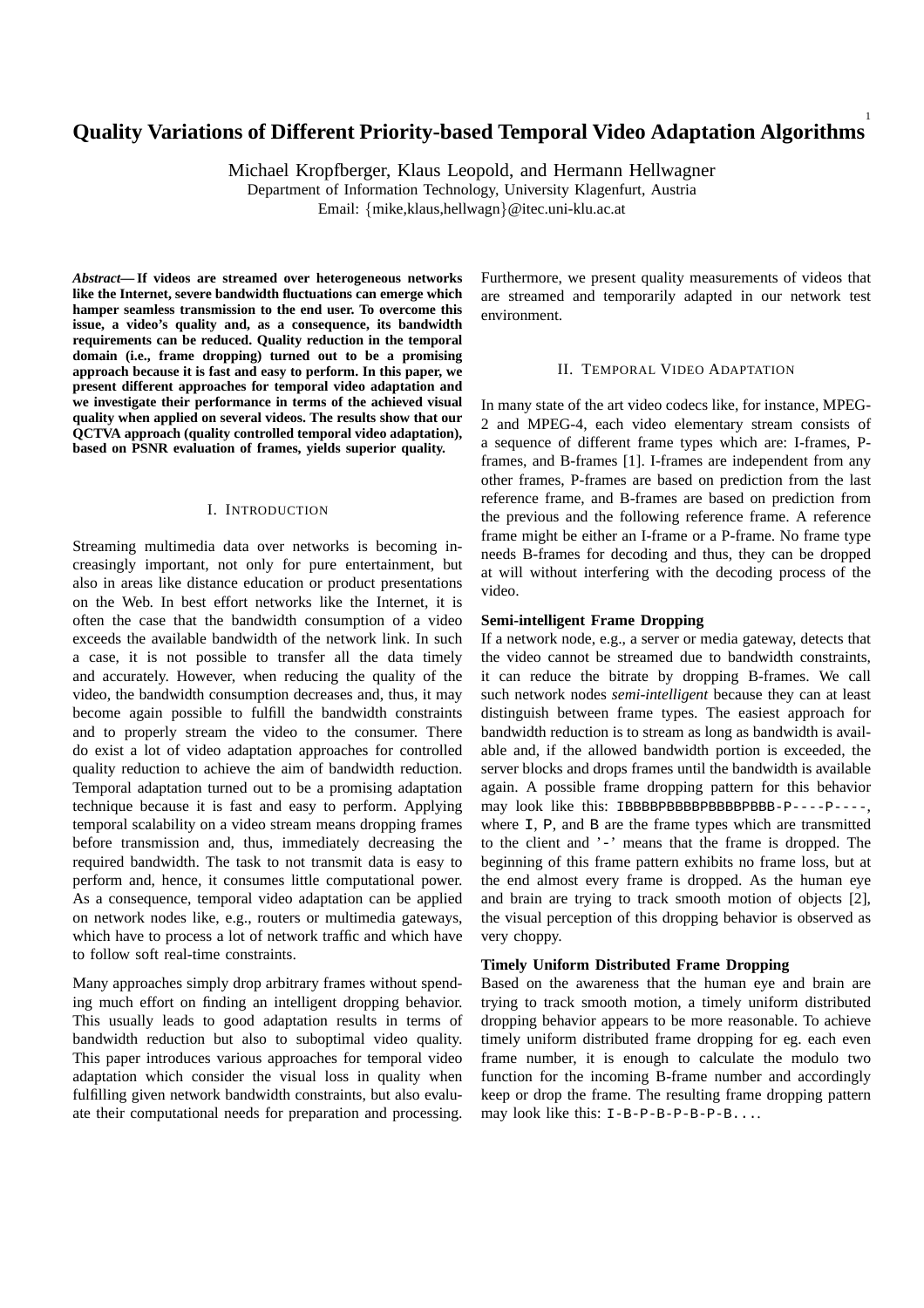# Quality Variations of Different Priority-based Temporal Video Adaptation Algorithms

Michael Kropfberger, Klaus Leopold, and Hermann Hellwagner
Department of Information Technology, University Klagenfurt, Austria
Email: {mike,klaus,hellwagn}@itec.uni-klu.ac.at

***Abstract*— If videos are streamed over heterogeneous networks like the Internet, severe bandwidth fluctuations can emerge which hamper seamless transmission to the end user. To overcome this issue, a video's quality and, as a consequence, its bandwidth requirements can be reduced. Quality reduction in the temporal domain (i.e., frame dropping) turned out to be a promising approach because it is fast and easy to perform. In this paper, we present different approaches for temporal video adaptation and we investigate their performance in terms of the achieved visual quality when applied on several videos. The results show that our QCTVA approach (quality controlled temporal video adaptation), based on PSNR evaluation of frames, yields superior quality.**

## I. Introduction

Streaming multimedia data over networks is becoming increasingly important, not only for pure entertainment, but also in areas like distance education or product presentations on the Web. In best effort networks like the Internet, it is often the case that the bandwidth consumption of a video exceeds the available bandwidth of the network link. In such a case, it is not possible to transfer all the data timely and accurately. However, when reducing the quality of the video, the bandwidth consumption decreases and, thus, it may become again possible to fulfill the bandwidth constraints and to properly stream the video to the consumer. There do exist a lot of video adaptation approaches for controlled quality reduction to achieve the aim of bandwidth reduction. Temporal adaptation turned out to be a promising adaptation technique because it is fast and easy to perform. Applying temporal scalability on a video stream means dropping frames before transmission and, thus, immediately decreasing the required bandwidth. The task to not transmit data is easy to perform and, hence, it consumes little computational power. As a consequence, temporal video adaptation can be applied on network nodes like, e.g., routers or multimedia gateways, which have to process a lot of network traffic and which have to follow soft real-time constraints.

Many approaches simply drop arbitrary frames without spending much effort on finding an intelligent dropping behavior. This usually leads to good adaptation results in terms of bandwidth reduction but also to suboptimal video quality. This paper introduces various approaches for temporal video adaptation which consider the visual loss in quality when fulfilling given network bandwidth constraints, but also evaluate their computational needs for preparation and processing. Furthermore, we present quality measurements of videos that are streamed and temporarily adapted in our network test environment.

## II. Temporal Video Adaptation

In many state of the art video codecs like, for instance, MPEG-2 and MPEG-4, each video elementary stream consists of a sequence of different frame types which are: I-frames, P-frames, and B-frames [1]. I-frames are independent from any other frames, P-frames are based on prediction from the last reference frame, and B-frames are based on prediction from the previous and the following reference frame. A reference frame might be either an I-frame or a P-frame. No frame type needs B-frames for decoding and thus, they can be dropped at will without interfering with the decoding process of the video.

**Semi-intelligent Frame Dropping**

If a network node, e.g., a server or media gateway, detects that the video cannot be streamed due to bandwidth constraints, it can reduce the bitrate by dropping B-frames. We call such network nodes *semi-intelligent* because they can at least distinguish between frame types. The easiest approach for bandwidth reduction is to stream as long as bandwidth is available and, if the allowed bandwidth portion is exceeded, the server blocks and drops frames until the bandwidth is available again. A possible frame dropping pattern for this behavior may look like this: `IBBBBPBBBBPBBBBPBBB-P----P----`, where `I`, `P`, and `B` are the frame types which are transmitted to the client and '`-`' means that the frame is dropped. The beginning of this frame pattern exhibits no frame loss, but at the end almost every frame is dropped. As the human eye and brain are trying to track smooth motion of objects [2], the visual perception of this dropping behavior is observed as very choppy.

**Timely Uniform Distributed Frame Dropping**

Based on the awareness that the human eye and brain are trying to track smooth motion, a timely uniform distributed dropping behavior appears to be more reasonable. To achieve timely uniform distributed frame dropping for eg. each even frame number, it is enough to calculate the modulo two function for the incoming B-frame number and accordingly keep or drop the frame. The resulting frame dropping pattern may look like this: `I-B-P-B-P-B-P-B...`.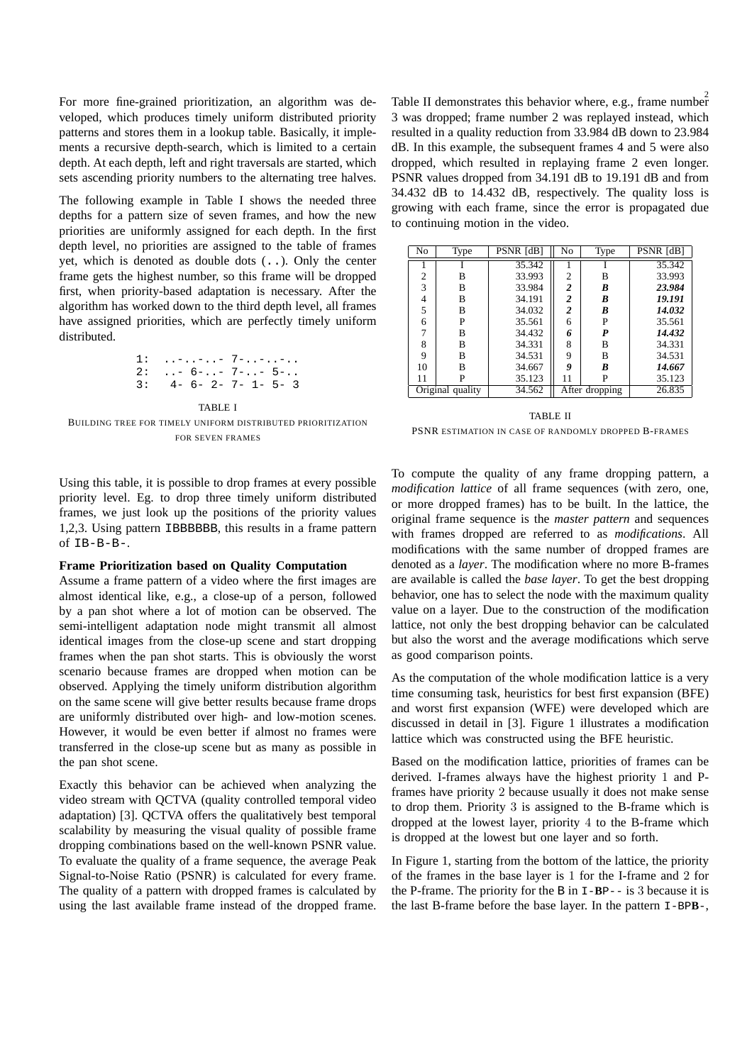For more fine-grained prioritization, an algorithm was developed, which produces timely uniform distributed priority patterns and stores them in a lookup table. Basically, it implements a recursive depth-search, which is limited to a certain depth. At each depth, left and right traversals are started, which sets ascending priority numbers to the alternating tree halves.

The following example in Table I shows the needed three depths for a pattern size of seven frames, and how the new priorities are uniformly assigned for each depth. In the first depth level, no priorities are assigned to the table of frames yet, which is denoted as double dots (`..`). Only the center frame gets the highest number, so this frame will be dropped first, when priority-based adaptation is necessary. After the algorithm has worked down to the third depth level, all frames have assigned priorities, which are perfectly timely uniform distributed.

```
1:  ..-..-..- 7-..-..-..
2:  ..- 6-..- 7-..- 5-..
3:   4- 6- 2- 7- 1- 5- 3
```

TABLE I
BUILDING TREE FOR TIMELY UNIFORM DISTRIBUTED PRIORITIZATION FOR SEVEN FRAMES

Using this table, it is possible to drop frames at every possible priority level. Eg. to drop three timely uniform distributed frames, we just look up the positions of the priority values 1,2,3. Using pattern `IBBBBBB`, this results in a frame pattern of `IB-B-B-`.

**Frame Prioritization based on Quality Computation**

Assume a frame pattern of a video where the first images are almost identical like, e.g., a close-up of a person, followed by a pan shot where a lot of motion can be observed. The semi-intelligent adaptation node might transmit all almost identical images from the close-up scene and start dropping frames when the pan shot starts. This is obviously the worst scenario because frames are dropped when motion can be observed. Applying the timely uniform distribution algorithm on the same scene will give better results because frame drops are uniformly distributed over high- and low-motion scenes. However, it would be even better if almost no frames were transferred in the close-up scene but as many as possible in the pan shot scene.

Exactly this behavior can be achieved when analyzing the video stream with QCTVA (quality controlled temporal video adaptation) [3]. QCTVA offers the qualitatively best temporal scalability by measuring the visual quality of possible frame dropping combinations based on the well-known PSNR value. To evaluate the quality of a frame sequence, the average Peak Signal-to-Noise Ratio (PSNR) is calculated for every frame. The quality of a pattern with dropped frames is calculated by using the last available frame instead of the dropped frame. Table II demonstrates this behavior where, e.g., frame number 3 was dropped; frame number 2 was replayed instead, which resulted in a quality reduction from 33.984 dB down to 23.984 dB. In this example, the subsequent frames 4 and 5 were also dropped, which resulted in replaying frame 2 even longer. PSNR values dropped from 34.191 dB to 19.191 dB and from 34.432 dB to 14.432 dB, respectively. The quality loss is growing with each frame, since the error is propagated due to continuing motion in the video.

| No | Type | PSNR [dB] | No | Type | PSNR [dB] |
|---|---|---|---|---|---|
| 1 | I | 35.342 | 1 | I | 35.342 |
| 2 | B | 33.993 | 2 | B | 33.993 |
| 3 | B | 33.984 | ***2*** | ***B*** | ***23.984*** |
| 4 | B | 34.191 | ***2*** | ***B*** | ***19.191*** |
| 5 | B | 34.032 | ***2*** | ***B*** | ***14.032*** |
| 6 | P | 35.561 | 6 | P | 35.561 |
| 7 | B | 34.432 | ***6*** | ***P*** | ***14.432*** |
| 8 | B | 34.331 | 8 | B | 34.331 |
| 9 | B | 34.531 | 9 | B | 34.531 |
| 10 | B | 34.667 | ***9*** | ***B*** | ***14.667*** |
| 11 | P | 35.123 | 11 | P | 35.123 |
| Original quality | | 34.562 | After dropping | | 26.835 |

TABLE II
PSNR ESTIMATION IN CASE OF RANDOMLY DROPPED B-FRAMES

To compute the quality of any frame dropping pattern, a *modification lattice* of all frame sequences (with zero, one, or more dropped frames) has to be built. In the lattice, the original frame sequence is the *master pattern* and sequences with frames dropped are referred to as *modifications*. All modifications with the same number of dropped frames are denoted as a *layer*. The modification where no more B-frames are available is called the *base layer*. To get the best dropping behavior, one has to select the node with the maximum quality value on a layer. Due to the construction of the modification lattice, not only the best dropping behavior can be calculated but also the worst and the average modifications which serve as good comparison points.

As the computation of the whole modification lattice is a very time consuming task, heuristics for best first expansion (BFE) and worst first expansion (WFE) were developed which are discussed in detail in [3]. Figure 1 illustrates a modification lattice which was constructed using the BFE heuristic.

Based on the modification lattice, priorities of frames can be derived. I-frames always have the highest priority 1 and P-frames have priority 2 because usually it does not make sense to drop them. Priority 3 is assigned to the B-frame which is dropped at the lowest layer, priority 4 to the B-frame which is dropped at the lowest but one layer and so forth.

In Figure 1, starting from the bottom of the lattice, the priority of the frames in the base layer is 1 for the I-frame and 2 for the P-frame. The priority for the `B` in `I-`**`B`**`P--` is 3 because it is the last B-frame before the base layer. In the pattern `I-BP`**`B`**`-`,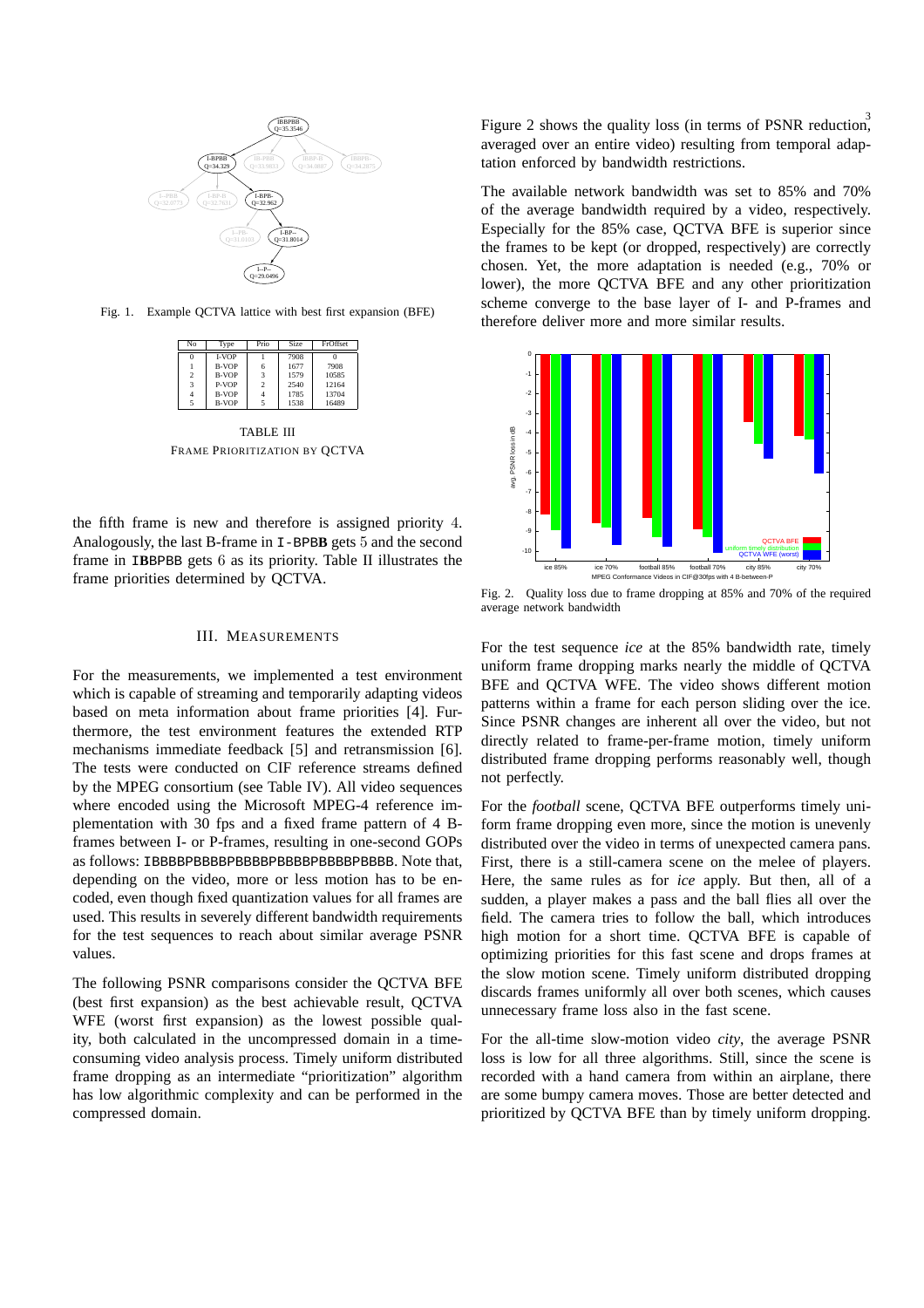Fig. 1. Example QCTVA lattice with best first expansion (BFE)

| No | Type | Prio | Size | FrOffset |
|---|---|---|---|---|
| 0 | I-VOP | 1 | 7908 | 0 |
| 1 | B-VOP | 6 | 1677 | 7908 |
| 2 | B-VOP | 3 | 1579 | 10585 |
| 3 | P-VOP | 2 | 2540 | 12164 |
| 4 | B-VOP | 4 | 1785 | 13704 |
| 5 | B-VOP | 5 | 1538 | 16489 |

TABLE III
FRAME PRIORITIZATION BY QCTVA

the fifth frame is new and therefore is assigned priority 4. Analogously, the last B-frame in `I-BPB`**B** gets 5 and the second frame in I**B**`BPBB` gets 6 as its priority. Table II illustrates the frame priorities determined by QCTVA.

## III. MEASUREMENTS

For the measurements, we implemented a test environment which is capable of streaming and temporarily adapting videos based on meta information about frame priorities [4]. Furthermore, the test environment features the extended RTP mechanisms immediate feedback [5] and retransmission [6]. The tests were conducted on CIF reference streams defined by the MPEG consortium (see Table IV). All video sequences where encoded using the Microsoft MPEG-4 reference implementation with 30 fps and a fixed frame pattern of 4 B-frames between I- or P-frames, resulting in one-second GOPs as follows: `IBBBBPBBBBPBBBBPBBBBPBBBBPBBBB`. Note that, depending on the video, more or less motion has to be encoded, even though fixed quantization values for all frames are used. This results in severely different bandwidth requirements for the test sequences to reach about similar average PSNR values.

The following PSNR comparisons consider the QCTVA BFE (best first expansion) as the best achievable result, QCTVA WFE (worst first expansion) as the lowest possible quality, both calculated in the uncompressed domain in a time-consuming video analysis process. Timely uniform distributed frame dropping as an intermediate "prioritization" algorithm has low algorithmic complexity and can be performed in the compressed domain.

Figure 2 shows the quality loss (in terms of PSNR reduction, averaged over an entire video) resulting from temporal adaptation enforced by bandwidth restrictions.

The available network bandwidth was set to 85% and 70% of the average bandwidth required by a video, respectively. Especially for the 85% case, QCTVA BFE is superior since the frames to be kept (or dropped, respectively) are correctly chosen. Yet, the more adaptation is needed (e.g., 70% or lower), the more QCTVA BFE and any other prioritization scheme converge to the base layer of I- and P-frames and therefore deliver more and more similar results.

Fig. 2. Quality loss due to frame dropping at 85% and 70% of the required average network bandwidth

For the test sequence *ice* at the 85% bandwidth rate, timely uniform frame dropping marks nearly the middle of QCTVA BFE and QCTVA WFE. The video shows different motion patterns within a frame for each person sliding over the ice. Since PSNR changes are inherent all over the video, but not directly related to frame-per-frame motion, timely uniform distributed frame dropping performs reasonably well, though not perfectly.

For the *football* scene, QCTVA BFE outperforms timely uniform frame dropping even more, since the motion is unevenly distributed over the video in terms of unexpected camera pans. First, there is a still-camera scene on the melee of players. Here, the same rules as for *ice* apply. But then, all of a sudden, a player makes a pass and the ball flies all over the field. The camera tries to follow the ball, which introduces high motion for a short time. QCTVA BFE is capable of optimizing priorities for this fast scene and drops frames at the slow motion scene. Timely uniform distributed dropping discards frames uniformly all over both scenes, which causes unnecessary frame loss also in the fast scene.

For the all-time slow-motion video *city*, the average PSNR loss is low for all three algorithms. Still, since the scene is recorded with a hand camera from within an airplane, there are some bumpy camera moves. Those are better detected and prioritized by QCTVA BFE than by timely uniform dropping.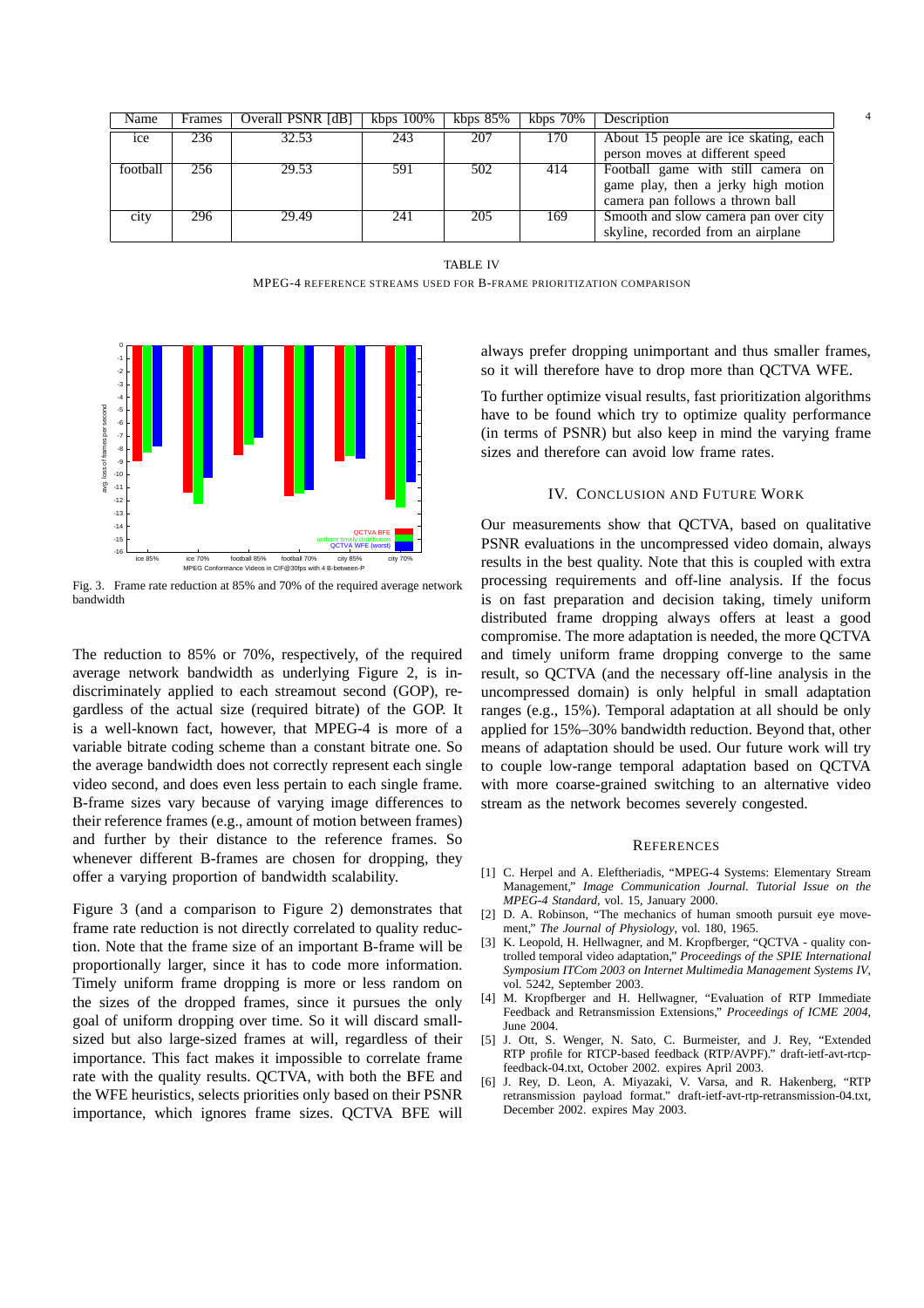| Name | Frames | Overall PSNR [dB] | kbps 100% | kbps 85% | kbps 70% | Description |
|---|---|---|---|---|---|---|
| ice | 236 | 32.53 | 243 | 207 | 170 | About 15 people are ice skating, each person moves at different speed |
| football | 256 | 29.53 | 591 | 502 | 414 | Football game with still camera on game play, then a jerky high motion camera pan follows a thrown ball |
| city | 296 | 29.49 | 241 | 205 | 169 | Smooth and slow camera pan over city skyline, recorded from an airplane |

TABLE IV
MPEG-4 REFERENCE STREAMS USED FOR B-FRAME PRIORITIZATION COMPARISON

avg. loss of frames per second
0
-1
-2
-3
-4
-5
-6
-7
-8
-9
-10
-11
-12
-13
-14
-15
-16
ice 85%
ice 70%
football 85%
football 70%
city 85%
city 70%
MPEG Conformance Videos in CIF@30fps with 4 B-between-P
QCTVA BFE
uniform timely distribution
QCTVA WFE (worst)

Fig. 3. Frame rate reduction at 85% and 70% of the required average network bandwidth

The reduction to 85% or 70%, respectively, of the required average network bandwidth as underlying Figure 2, is indiscriminately applied to each streamout second (GOP), regardless of the actual size (required bitrate) of the GOP. It is a well-known fact, however, that MPEG-4 is more of a variable bitrate coding scheme than a constant bitrate one. So the average bandwidth does not correctly represent each single video second, and does even less pertain to each single frame. B-frame sizes vary because of varying image differences to their reference frames (e.g., amount of motion between frames) and further by their distance to the reference frames. So whenever different B-frames are chosen for dropping, they offer a varying proportion of bandwidth scalability.

Figure 3 (and a comparison to Figure 2) demonstrates that frame rate reduction is not directly correlated to quality reduction. Note that the frame size of an important B-frame will be proportionally larger, since it has to code more information. Timely uniform frame dropping is more or less random on the sizes of the dropped frames, since it pursues the only goal of uniform dropping over time. So it will discard small-sized but also large-sized frames at will, regardless of their importance. This fact makes it impossible to correlate frame rate with the quality results. QCTVA, with both the BFE and the WFE heuristics, selects priorities only based on their PSNR importance, which ignores frame sizes. QCTVA BFE will always prefer dropping unimportant and thus smaller frames, so it will therefore have to drop more than QCTVA WFE.

To further optimize visual results, fast prioritization algorithms have to be found which try to optimize quality performance (in terms of PSNR) but also keep in mind the varying frame sizes and therefore can avoid low frame rates.

## IV. Conclusion and Future Work

Our measurements show that QCTVA, based on qualitative PSNR evaluations in the uncompressed video domain, always results in the best quality. Note that this is coupled with extra processing requirements and off-line analysis. If the focus is on fast preparation and decision taking, timely uniform distributed frame dropping always offers at least a good compromise. The more adaptation is needed, the more QCTVA and timely uniform frame dropping converge to the same result, so QCTVA (and the necessary off-line analysis in the uncompressed domain) is only helpful in small adaptation ranges (e.g., 15%). Temporal adaptation at all should be only applied for 15%–30% bandwidth reduction. Beyond that, other means of adaptation should be used. Our future work will try to couple low-range temporal adaptation based on QCTVA with more coarse-grained switching to an alternative video stream as the network becomes severely congested.

## References

[1] C. Herpel and A. Eleftheriadis, "MPEG-4 Systems: Elementary Stream Management," *Image Communication Journal. Tutorial Issue on the MPEG-4 Standard*, vol. 15, January 2000.

[2] D. A. Robinson, "The mechanics of human smooth pursuit eye movement," *The Journal of Physiology*, vol. 180, 1965.

[3] K. Leopold, H. Hellwagner, and M. Kropfberger, "QCTVA - quality controlled temporal video adaptation," *Proceedings of the SPIE International Symposium ITCom 2003 on Internet Multimedia Management Systems IV*, vol. 5242, September 2003.

[4] M. Kropfberger and H. Hellwagner, "Evaluation of RTP Immediate Feedback and Retransmission Extensions," *Proceedings of ICME 2004*, June 2004.

[5] J. Ott, S. Wenger, N. Sato, C. Burmeister, and J. Rey, "Extended RTP profile for RTCP-based feedback (RTP/AVPF)." draft-ietf-avt-rtcp-feedback-04.txt, October 2002. expires April 2003.

[6] J. Rey, D. Leon, A. Miyazaki, V. Varsa, and R. Hakenberg, "RTP retransmission payload format." draft-ietf-avt-rtp-retransmission-04.txt, December 2002. expires May 2003.